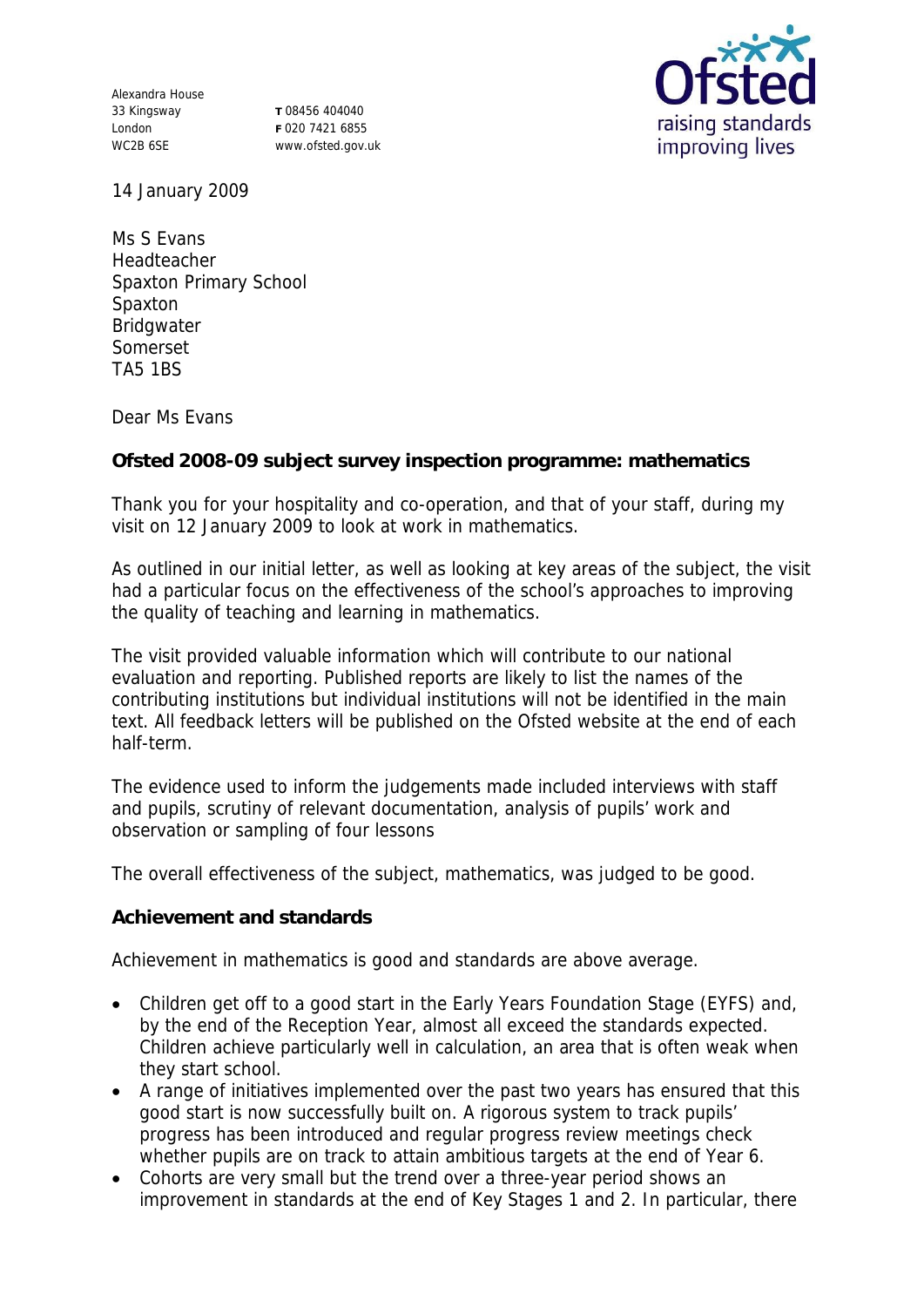Alexandra House
33 Kingsway
London
WC2B 6SE

T 08456 404040
F 020 7421 6855
www.ofsted.gov.uk

14 January 2009

Ms S Evans
Headteacher
Spaxton Primary School
Spaxton
Bridgwater
Somerset
TA5 1BS

Dear Ms Evans

**Ofsted 2008-09 subject survey inspection programme: mathematics**

Thank you for your hospitality and co-operation, and that of your staff, during my visit on 12 January 2009 to look at work in mathematics.

As outlined in our initial letter, as well as looking at key areas of the subject, the visit had a particular focus on the effectiveness of the school's approaches to improving the quality of teaching and learning in mathematics.

The visit provided valuable information which will contribute to our national evaluation and reporting. Published reports are likely to list the names of the contributing institutions but individual institutions will not be identified in the main text. All feedback letters will be published on the Ofsted website at the end of each half-term.

The evidence used to inform the judgements made included interviews with staff and pupils, scrutiny of relevant documentation, analysis of pupils' work and observation or sampling of four lessons

The overall effectiveness of the subject, mathematics, was judged to be good.

**Achievement and standards**

Achievement in mathematics is good and standards are above average.

- Children get off to a good start in the Early Years Foundation Stage (EYFS) and, by the end of the Reception Year, almost all exceed the standards expected. Children achieve particularly well in calculation, an area that is often weak when they start school.
- A range of initiatives implemented over the past two years has ensured that this good start is now successfully built on. A rigorous system to track pupils' progress has been introduced and regular progress review meetings check whether pupils are on track to attain ambitious targets at the end of Year 6.
- Cohorts are very small but the trend over a three-year period shows an improvement in standards at the end of Key Stages 1 and 2. In particular, there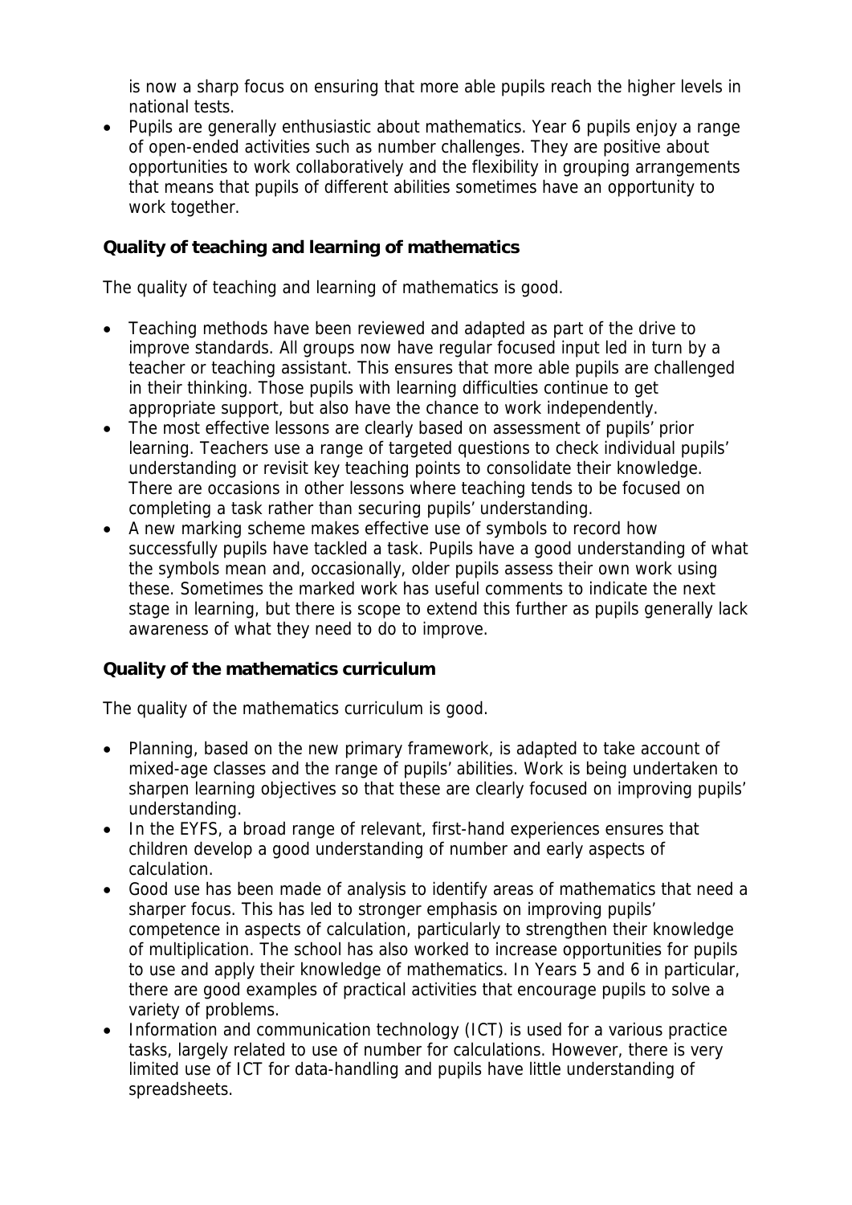is now a sharp focus on ensuring that more able pupils reach the higher levels in national tests.

- Pupils are generally enthusiastic about mathematics. Year 6 pupils enjoy a range of open-ended activities such as number challenges. They are positive about opportunities to work collaboratively and the flexibility in grouping arrangements that means that pupils of different abilities sometimes have an opportunity to work together.

**Quality of teaching and learning of mathematics**

The quality of teaching and learning of mathematics is good.

- Teaching methods have been reviewed and adapted as part of the drive to improve standards. All groups now have regular focused input led in turn by a teacher or teaching assistant. This ensures that more able pupils are challenged in their thinking. Those pupils with learning difficulties continue to get appropriate support, but also have the chance to work independently.
- The most effective lessons are clearly based on assessment of pupils' prior learning. Teachers use a range of targeted questions to check individual pupils' understanding or revisit key teaching points to consolidate their knowledge. There are occasions in other lessons where teaching tends to be focused on completing a task rather than securing pupils' understanding.
- A new marking scheme makes effective use of symbols to record how successfully pupils have tackled a task. Pupils have a good understanding of what the symbols mean and, occasionally, older pupils assess their own work using these. Sometimes the marked work has useful comments to indicate the next stage in learning, but there is scope to extend this further as pupils generally lack awareness of what they need to do to improve.

**Quality of the mathematics curriculum**

The quality of the mathematics curriculum is good.

- Planning, based on the new primary framework, is adapted to take account of mixed-age classes and the range of pupils' abilities. Work is being undertaken to sharpen learning objectives so that these are clearly focused on improving pupils' understanding.
- In the EYFS, a broad range of relevant, first-hand experiences ensures that children develop a good understanding of number and early aspects of calculation.
- Good use has been made of analysis to identify areas of mathematics that need a sharper focus. This has led to stronger emphasis on improving pupils' competence in aspects of calculation, particularly to strengthen their knowledge of multiplication. The school has also worked to increase opportunities for pupils to use and apply their knowledge of mathematics. In Years 5 and 6 in particular, there are good examples of practical activities that encourage pupils to solve a variety of problems.
- Information and communication technology (ICT) is used for a various practice tasks, largely related to use of number for calculations. However, there is very limited use of ICT for data-handling and pupils have little understanding of spreadsheets.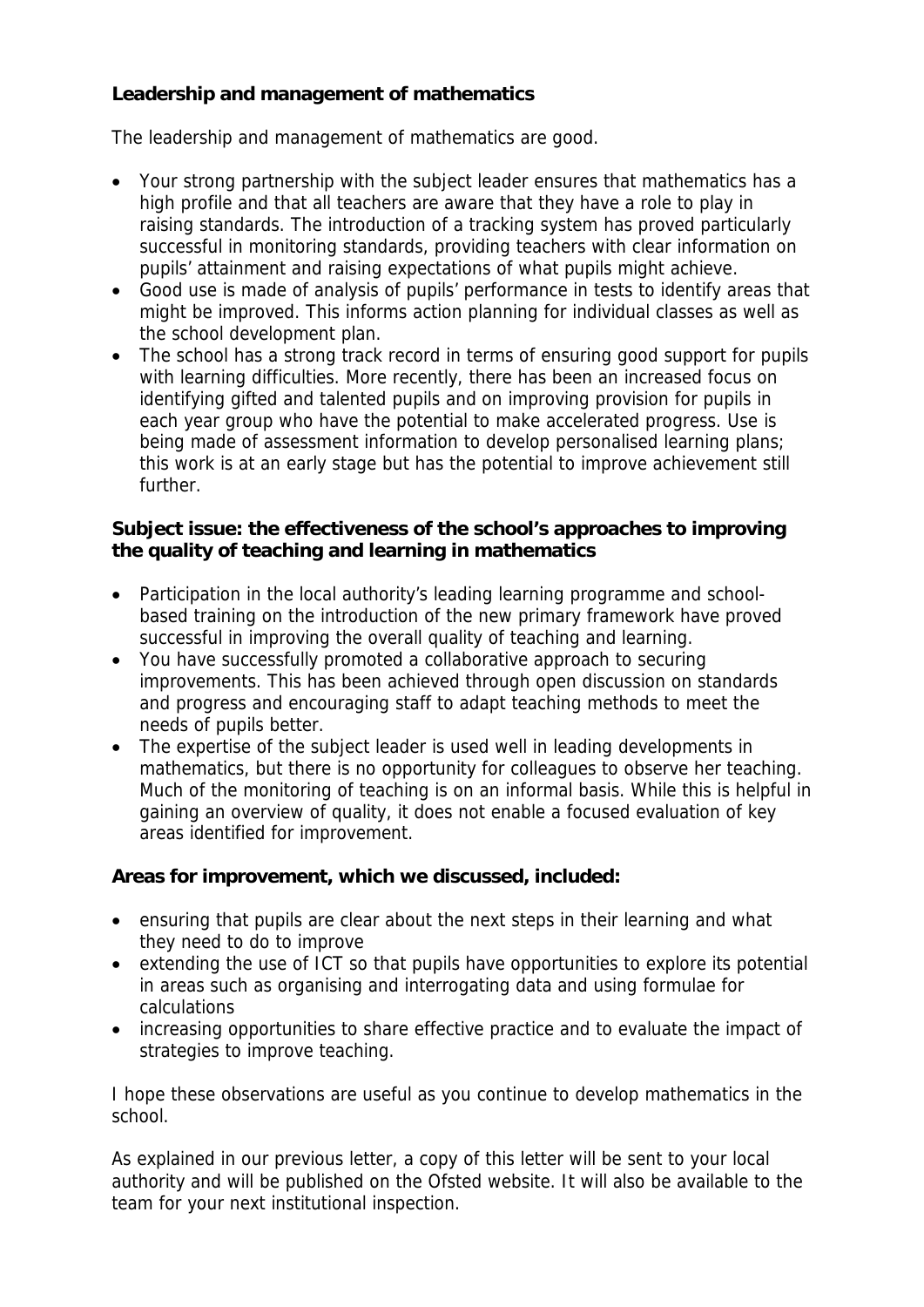**Leadership and management of mathematics**

The leadership and management of mathematics are good.

- Your strong partnership with the subject leader ensures that mathematics has a high profile and that all teachers are aware that they have a role to play in raising standards. The introduction of a tracking system has proved particularly successful in monitoring standards, providing teachers with clear information on pupils' attainment and raising expectations of what pupils might achieve.
- Good use is made of analysis of pupils' performance in tests to identify areas that might be improved. This informs action planning for individual classes as well as the school development plan.
- The school has a strong track record in terms of ensuring good support for pupils with learning difficulties. More recently, there has been an increased focus on identifying gifted and talented pupils and on improving provision for pupils in each year group who have the potential to make accelerated progress. Use is being made of assessment information to develop personalised learning plans; this work is at an early stage but has the potential to improve achievement still further.

**Subject issue: the effectiveness of the school's approaches to improving the quality of teaching and learning in mathematics**

- Participation in the local authority's leading learning programme and school-based training on the introduction of the new primary framework have proved successful in improving the overall quality of teaching and learning.
- You have successfully promoted a collaborative approach to securing improvements. This has been achieved through open discussion on standards and progress and encouraging staff to adapt teaching methods to meet the needs of pupils better.
- The expertise of the subject leader is used well in leading developments in mathematics, but there is no opportunity for colleagues to observe her teaching. Much of the monitoring of teaching is on an informal basis. While this is helpful in gaining an overview of quality, it does not enable a focused evaluation of key areas identified for improvement.

**Areas for improvement, which we discussed, included:**

- ensuring that pupils are clear about the next steps in their learning and what they need to do to improve
- extending the use of ICT so that pupils have opportunities to explore its potential in areas such as organising and interrogating data and using formulae for calculations
- increasing opportunities to share effective practice and to evaluate the impact of strategies to improve teaching.

I hope these observations are useful as you continue to develop mathematics in the school.

As explained in our previous letter, a copy of this letter will be sent to your local authority and will be published on the Ofsted website. It will also be available to the team for your next institutional inspection.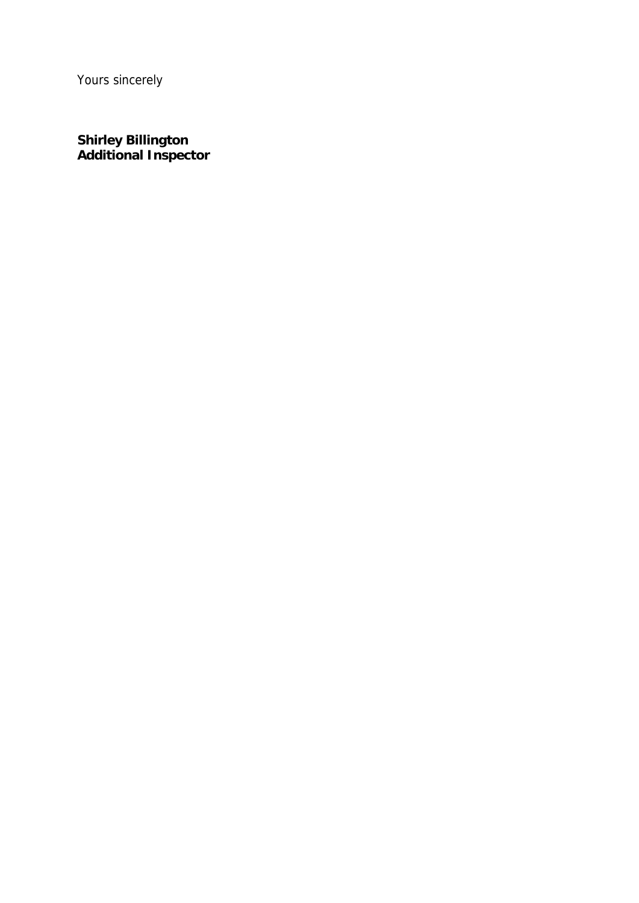Yours sincerely

**Shirley Billington**
**Additional Inspector**